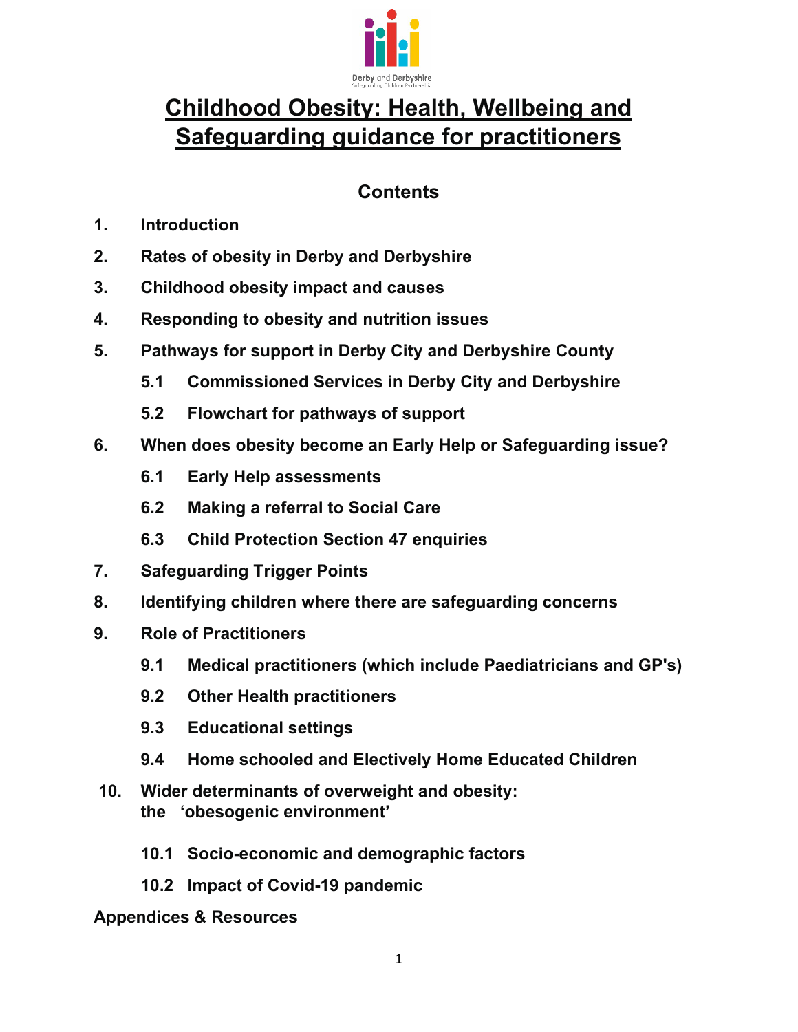Derby and Derbyshire
Safeguarding Children Partnership

# Childhood Obesity: Health, Wellbeing and Safeguarding guidance for practitioners

## Contents

1. **Introduction**
2. **Rates of obesity in Derby and Derbyshire**
3. **Childhood obesity impact and causes**
4. **Responding to obesity and nutrition issues**
5. **Pathways for support in Derby City and Derbyshire County**
   - 5.1 **Commissioned Services in Derby City and Derbyshire**
   - 5.2 **Flowchart for pathways of support**
6. **When does obesity become an Early Help or Safeguarding issue?**
   - 6.1 **Early Help assessments**
   - 6.2 **Making a referral to Social Care**
   - 6.3 **Child Protection Section 47 enquiries**
7. **Safeguarding Trigger Points**
8. **Identifying children where there are safeguarding concerns**
9. **Role of Practitioners**
   - 9.1 **Medical practitioners (which include Paediatricians and GP's)**
   - 9.2 **Other Health practitioners**
   - 9.3 **Educational settings**
   - 9.4 **Home schooled and Electively Home Educated Children**
10. **Wider determinants of overweight and obesity: the 'obesogenic environment'**
    - 10.1 **Socio-economic and demographic factors**
    - 10.2 **Impact of Covid-19 pandemic**

**Appendices & Resources**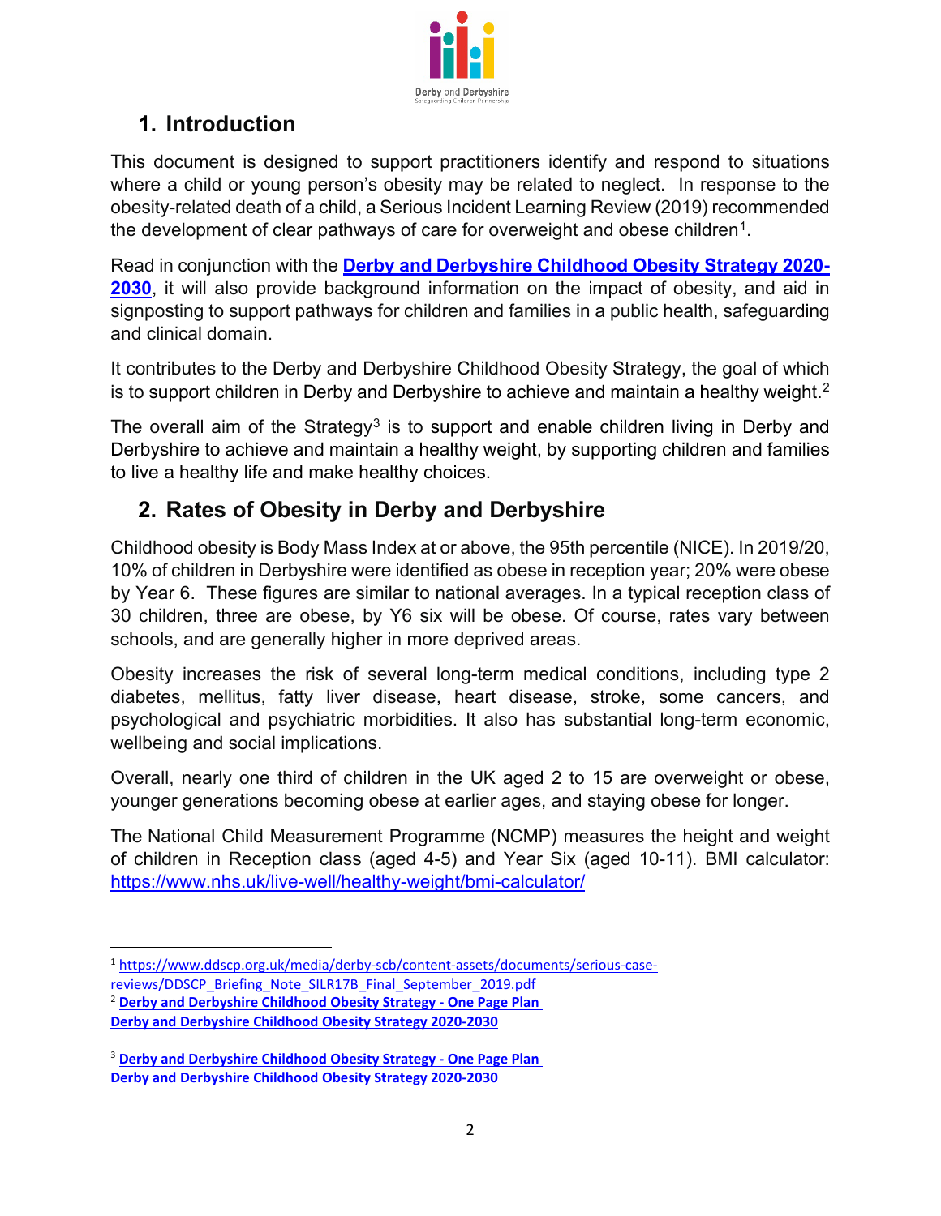## 1. Introduction

This document is designed to support practitioners identify and respond to situations where a child or young person's obesity may be related to neglect. In response to the obesity-related death of a child, a Serious Incident Learning Review (2019) recommended the development of clear pathways of care for overweight and obese children[1].

Read in conjunction with the **Derby and Derbyshire Childhood Obesity Strategy 2020-2030**, it will also provide background information on the impact of obesity, and aid in signposting to support pathways for children and families in a public health, safeguarding and clinical domain.

It contributes to the Derby and Derbyshire Childhood Obesity Strategy, the goal of which is to support children in Derby and Derbyshire to achieve and maintain a healthy weight.[2]

The overall aim of the Strategy[3] is to support and enable children living in Derby and Derbyshire to achieve and maintain a healthy weight, by supporting children and families to live a healthy life and make healthy choices.

## 2. Rates of Obesity in Derby and Derbyshire

Childhood obesity is Body Mass Index at or above, the 95th percentile (NICE). In 2019/20, 10% of children in Derbyshire were identified as obese in reception year; 20% were obese by Year 6. These figures are similar to national averages. In a typical reception class of 30 children, three are obese, by Y6 six will be obese. Of course, rates vary between schools, and are generally higher in more deprived areas.

Obesity increases the risk of several long-term medical conditions, including type 2 diabetes, mellitus, fatty liver disease, heart disease, stroke, some cancers, and psychological and psychiatric morbidities. It also has substantial long-term economic, wellbeing and social implications.

Overall, nearly one third of children in the UK aged 2 to 15 are overweight or obese, younger generations becoming obese at earlier ages, and staying obese for longer.

The National Child Measurement Programme (NCMP) measures the height and weight of children in Reception class (aged 4-5) and Year Six (aged 10-11). BMI calculator: https://www.nhs.uk/live-well/healthy-weight/bmi-calculator/

---

[1] https://www.ddscp.org.uk/media/derby-scb/content-assets/documents/serious-case-reviews/DDSCP_Briefing_Note_SILR17B_Final_September_2019.pdf

[2] **Derby and Derbyshire Childhood Obesity Strategy - One Page Plan**
**Derby and Derbyshire Childhood Obesity Strategy 2020-2030**

[3] **Derby and Derbyshire Childhood Obesity Strategy - One Page Plan**
**Derby and Derbyshire Childhood Obesity Strategy 2020-2030**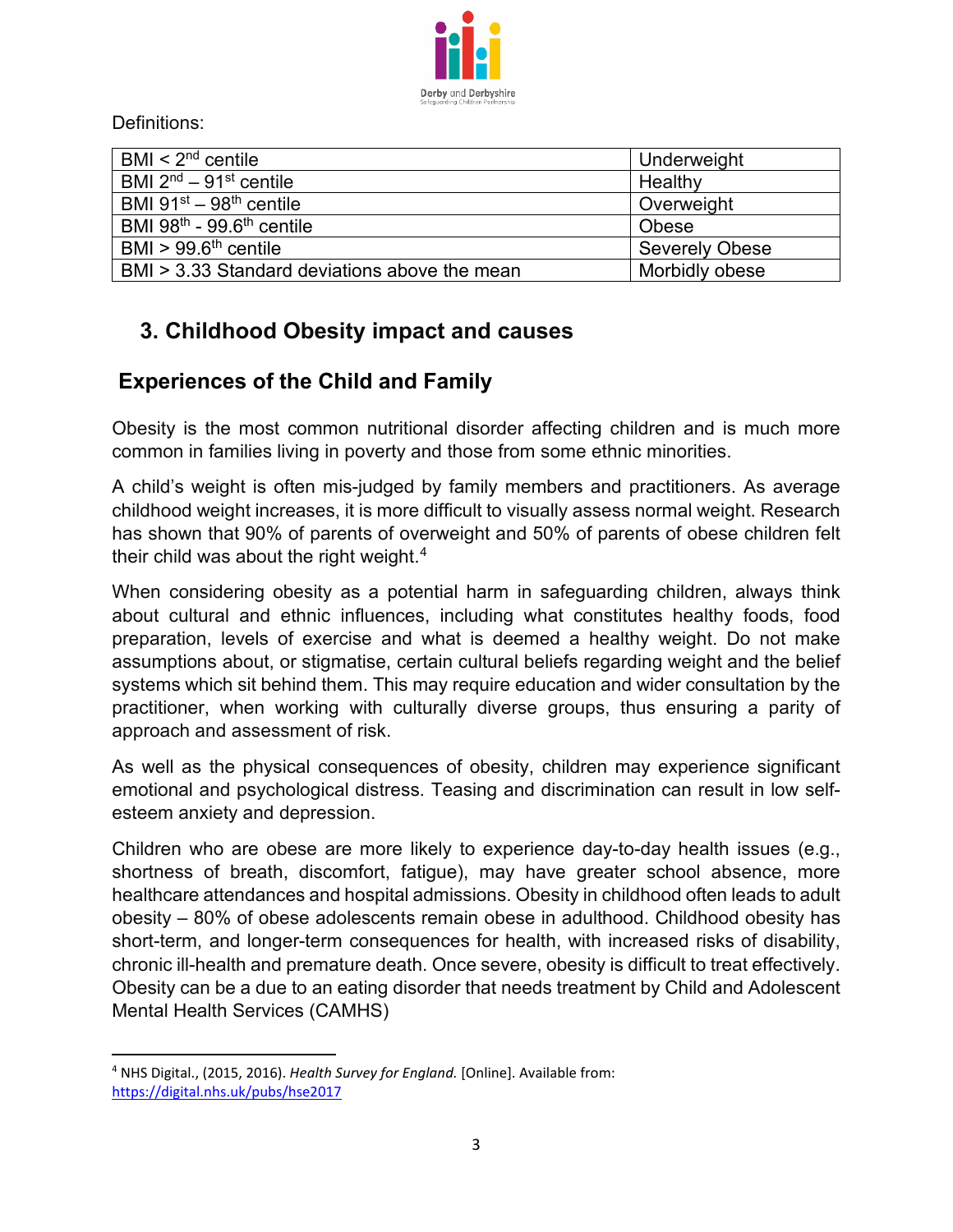Definitions:

| | |
|---|---|
| BMI < 2nd centile | Underweight |
| BMI 2nd – 91st centile | Healthy |
| BMI 91st – 98th centile | Overweight |
| BMI 98th - 99.6th centile | Obese |
| BMI > 99.6th centile | Severely Obese |
| BMI > 3.33 Standard deviations above the mean | Morbidly obese |

## 3. Childhood Obesity impact and causes

### Experiences of the Child and Family

Obesity is the most common nutritional disorder affecting children and is much more common in families living in poverty and those from some ethnic minorities.

A child's weight is often mis-judged by family members and practitioners. As average childhood weight increases, it is more difficult to visually assess normal weight. Research has shown that 90% of parents of overweight and 50% of parents of obese children felt their child was about the right weight.[4]

When considering obesity as a potential harm in safeguarding children, always think about cultural and ethnic influences, including what constitutes healthy foods, food preparation, levels of exercise and what is deemed a healthy weight. Do not make assumptions about, or stigmatise, certain cultural beliefs regarding weight and the belief systems which sit behind them. This may require education and wider consultation by the practitioner, when working with culturally diverse groups, thus ensuring a parity of approach and assessment of risk.

As well as the physical consequences of obesity, children may experience significant emotional and psychological distress. Teasing and discrimination can result in low self-esteem anxiety and depression.

Children who are obese are more likely to experience day-to-day health issues (e.g., shortness of breath, discomfort, fatigue), may have greater school absence, more healthcare attendances and hospital admissions. Obesity in childhood often leads to adult obesity – 80% of obese adolescents remain obese in adulthood. Childhood obesity has short-term, and longer-term consequences for health, with increased risks of disability, chronic ill-health and premature death. Once severe, obesity is difficult to treat effectively. Obesity can be a due to an eating disorder that needs treatment by Child and Adolescent Mental Health Services (CAMHS)

---

[4] NHS Digital., (2015, 2016). *Health Survey for England.* [Online]. Available from: https://digital.nhs.uk/pubs/hse2017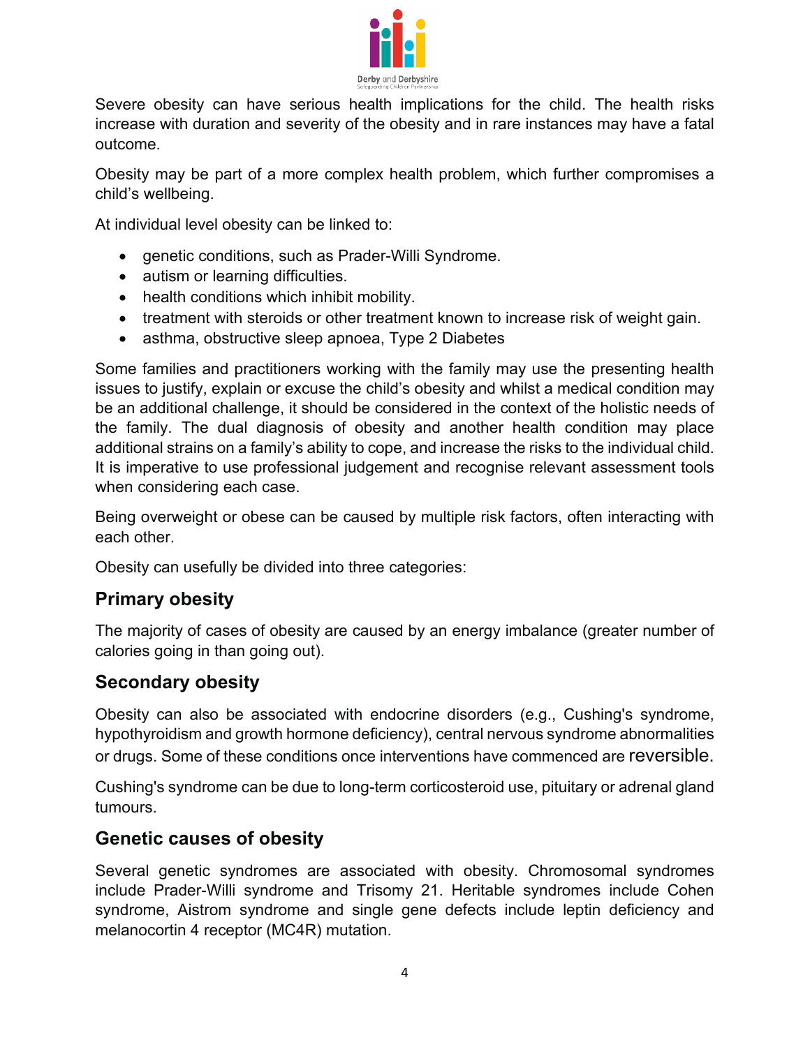Severe obesity can have serious health implications for the child. The health risks increase with duration and severity of the obesity and in rare instances may have a fatal outcome.

Obesity may be part of a more complex health problem, which further compromises a child's wellbeing.

At individual level obesity can be linked to:

- genetic conditions, such as Prader-Willi Syndrome.
- autism or learning difficulties.
- health conditions which inhibit mobility.
- treatment with steroids or other treatment known to increase risk of weight gain.
- asthma, obstructive sleep apnoea, Type 2 Diabetes

Some families and practitioners working with the family may use the presenting health issues to justify, explain or excuse the child's obesity and whilst a medical condition may be an additional challenge, it should be considered in the context of the holistic needs of the family. The dual diagnosis of obesity and another health condition may place additional strains on a family's ability to cope, and increase the risks to the individual child. It is imperative to use professional judgement and recognise relevant assessment tools when considering each case.

Being overweight or obese can be caused by multiple risk factors, often interacting with each other.

Obesity can usefully be divided into three categories:

## Primary obesity

The majority of cases of obesity are caused by an energy imbalance (greater number of calories going in than going out).

## Secondary obesity

Obesity can also be associated with endocrine disorders (e.g., Cushing's syndrome, hypothyroidism and growth hormone deficiency), central nervous syndrome abnormalities or drugs. Some of these conditions once interventions have commenced are reversible.

Cushing's syndrome can be due to long-term corticosteroid use, pituitary or adrenal gland tumours.

## Genetic causes of obesity

Several genetic syndromes are associated with obesity. Chromosomal syndromes include Prader-Willi syndrome and Trisomy 21. Heritable syndromes include Cohen syndrome, Aistrom syndrome and single gene defects include leptin deficiency and melanocortin 4 receptor (MC4R) mutation.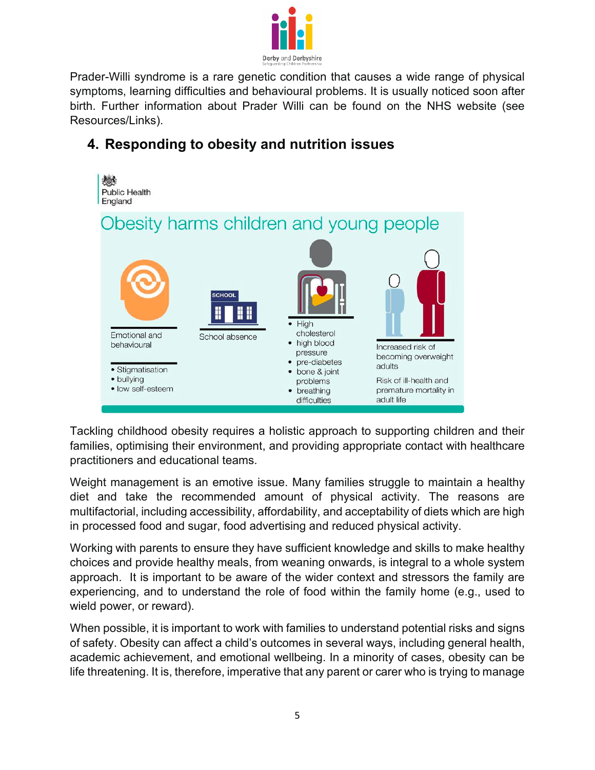Prader-Willi syndrome is a rare genetic condition that causes a wide range of physical symptoms, learning difficulties and behavioural problems. It is usually noticed soon after birth. Further information about Prader Willi can be found on the NHS website (see Resources/Links).

## 4. Responding to obesity and nutrition issues

Public Health England

Obesity harms children and young people

Emotional and behavioural

- Stigmatisation
- bullying
- low self-esteem

School absence

- High cholesterol
- high blood pressure
- pre-diabetes
- bone & joint problems
- breathing difficulties

Increased risk of becoming overweight adults

Risk of ill-health and premature mortality in adult life

Tackling childhood obesity requires a holistic approach to supporting children and their families, optimising their environment, and providing appropriate contact with healthcare practitioners and educational teams.

Weight management is an emotive issue. Many families struggle to maintain a healthy diet and take the recommended amount of physical activity. The reasons are multifactorial, including accessibility, affordability, and acceptability of diets which are high in processed food and sugar, food advertising and reduced physical activity.

Working with parents to ensure they have sufficient knowledge and skills to make healthy choices and provide healthy meals, from weaning onwards, is integral to a whole system approach. It is important to be aware of the wider context and stressors the family are experiencing, and to understand the role of food within the family home (e.g., used to wield power, or reward).

When possible, it is important to work with families to understand potential risks and signs of safety. Obesity can affect a child's outcomes in several ways, including general health, academic achievement, and emotional wellbeing. In a minority of cases, obesity can be life threatening. It is, therefore, imperative that any parent or carer who is trying to manage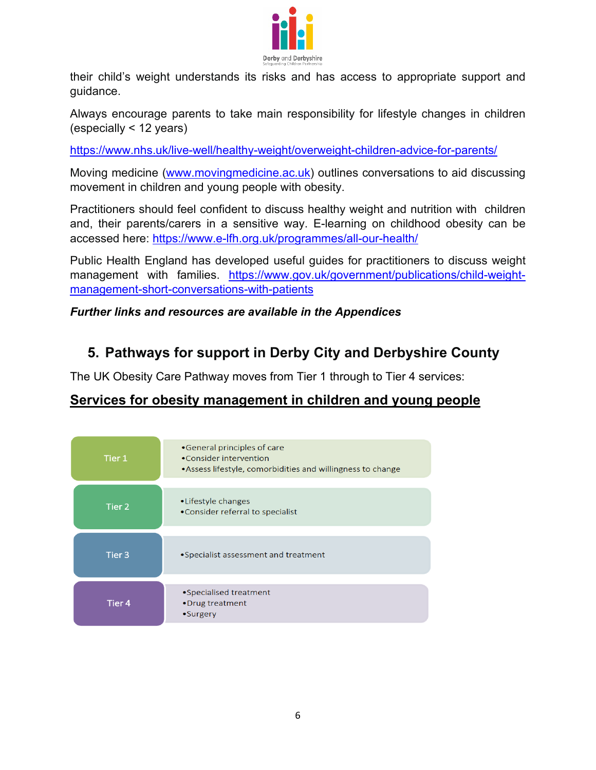their child's weight understands its risks and has access to appropriate support and guidance.

Always encourage parents to take main responsibility for lifestyle changes in children (especially < 12 years)

https://www.nhs.uk/live-well/healthy-weight/overweight-children-advice-for-parents/

Moving medicine (www.movingmedicine.ac.uk) outlines conversations to aid discussing movement in children and young people with obesity.

Practitioners should feel confident to discuss healthy weight and nutrition with children and, their parents/carers in a sensitive way. E-learning on childhood obesity can be accessed here: https://www.e-lfh.org.uk/programmes/all-our-health/

Public Health England has developed useful guides for practitioners to discuss weight management with families. https://www.gov.uk/government/publications/child-weight-management-short-conversations-with-patients

***Further links and resources are available in the Appendices***

## 5. Pathways for support in Derby City and Derbyshire County

The UK Obesity Care Pathway moves from Tier 1 through to Tier 4 services:

## Services for obesity management in children and young people

| Tier | Description |
|---|---|
| Tier 1 | • General principles of care<br>• Consider intervention<br>• Assess lifestyle, comorbidities and willingness to change |
| Tier 2 | • Lifestyle changes<br>• Consider referral to specialist |
| Tier 3 | • Specialist assessment and treatment |
| Tier 4 | • Specialised treatment<br>• Drug treatment<br>• Surgery |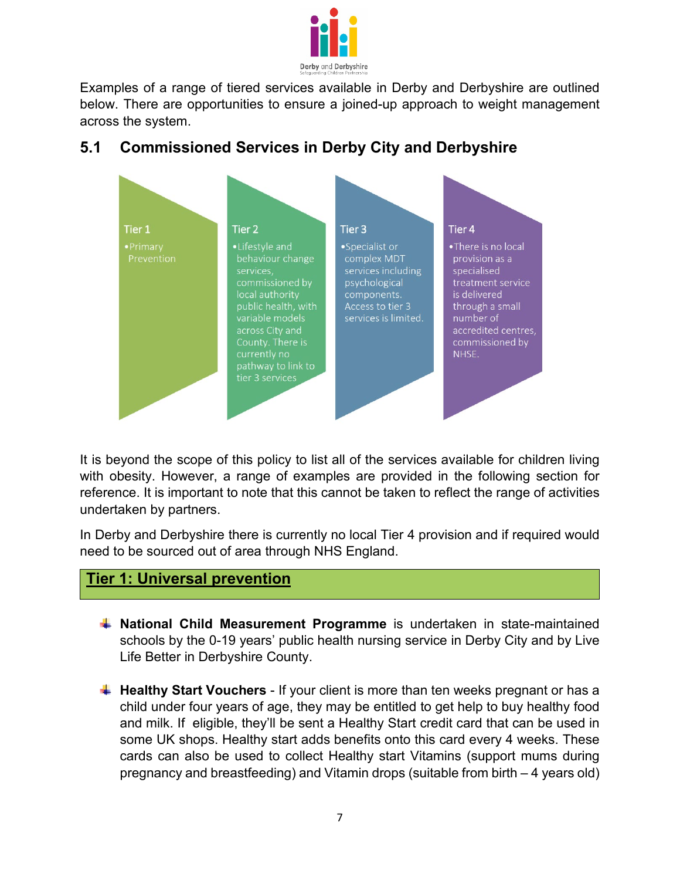Examples of a range of tiered services available in Derby and Derbyshire are outlined below. There are opportunities to ensure a joined-up approach to weight management across the system.

## 5.1 Commissioned Services in Derby City and Derbyshire

**Tier 1**
- Primary Prevention

**Tier 2**
- Lifestyle and behaviour change services, commissioned by local authority public health, with variable models across City and County. There is currently no pathway to link to tier 3 services

**Tier 3**
- Specialist or complex MDT services including psychological components. Access to tier 3 services is limited.

**Tier 4**
- There is no local provision as a specialised treatment service is delivered through a small number of accredited centres, commissioned by NHSE.

It is beyond the scope of this policy to list all of the services available for children living with obesity. However, a range of examples are provided in the following section for reference. It is important to note that this cannot be taken to reflect the range of activities undertaken by partners.

In Derby and Derbyshire there is currently no local Tier 4 provision and if required would need to be sourced out of area through NHS England.

### Tier 1: Universal prevention

- **National Child Measurement Programme** is undertaken in state-maintained schools by the 0-19 years' public health nursing service in Derby City and by Live Life Better in Derbyshire County.

- **Healthy Start Vouchers** - If your client is more than ten weeks pregnant or has a child under four years of age, they may be entitled to get help to buy healthy food and milk. If eligible, they'll be sent a Healthy Start credit card that can be used in some UK shops. Healthy start adds benefits onto this card every 4 weeks. These cards can also be used to collect Healthy start Vitamins (support mums during pregnancy and breastfeeding) and Vitamin drops (suitable from birth – 4 years old)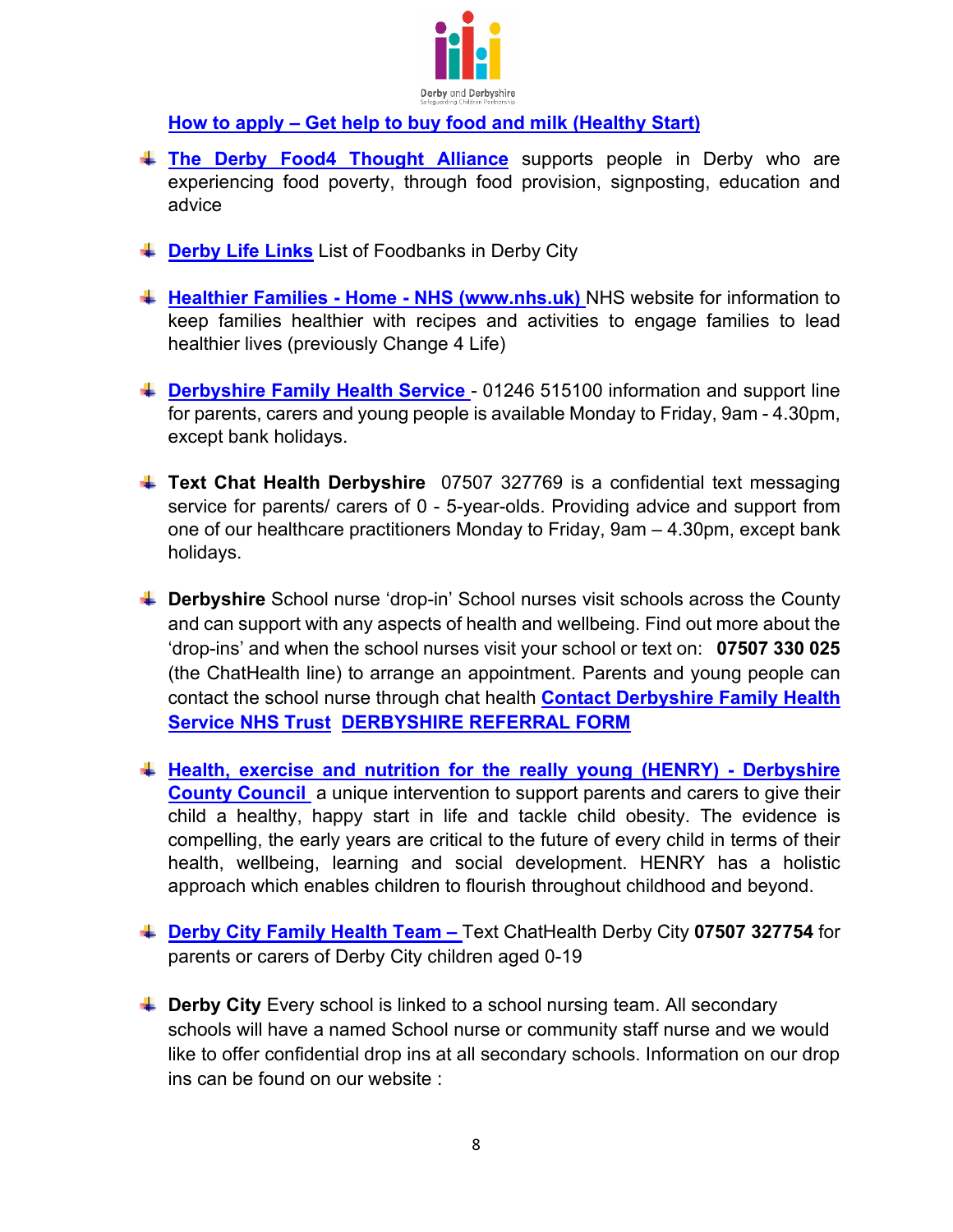**How to apply – Get help to buy food and milk (Healthy Start)**

- **The Derby Food4 Thought Alliance** supports people in Derby who are experiencing food poverty, through food provision, signposting, education and advice

- **Derby Life Links** List of Foodbanks in Derby City

- **Healthier Families - Home - NHS (www.nhs.uk)** NHS website for information to keep families healthier with recipes and activities to engage families to lead healthier lives (previously Change 4 Life)

- **Derbyshire Family Health Service** - 01246 515100 information and support line for parents, carers and young people is available Monday to Friday, 9am - 4.30pm, except bank holidays.

- **Text Chat Health Derbyshire** 07507 327769 is a confidential text messaging service for parents/ carers of 0 - 5-year-olds. Providing advice and support from one of our healthcare practitioners Monday to Friday, 9am – 4.30pm, except bank holidays.

- **Derbyshire** School nurse 'drop-in' School nurses visit schools across the County and can support with any aspects of health and wellbeing. Find out more about the 'drop-ins' and when the school nurses visit your school or text on: **07507 330 025** (the ChatHealth line) to arrange an appointment. Parents and young people can contact the school nurse through chat health **Contact Derbyshire Family Health Service NHS Trust** **DERBYSHIRE REFERRAL FORM**

- **Health, exercise and nutrition for the really young (HENRY) - Derbyshire County Council** a unique intervention to support parents and carers to give their child a healthy, happy start in life and tackle child obesity. The evidence is compelling, the early years are critical to the future of every child in terms of their health, wellbeing, learning and social development. HENRY has a holistic approach which enables children to flourish throughout childhood and beyond.

- **Derby City Family Health Team –** Text ChatHealth Derby City **07507 327754** for parents or carers of Derby City children aged 0-19

- **Derby City** Every school is linked to a school nursing team. All secondary schools will have a named School nurse or community staff nurse and we would like to offer confidential drop ins at all secondary schools. Information on our drop ins can be found on our website :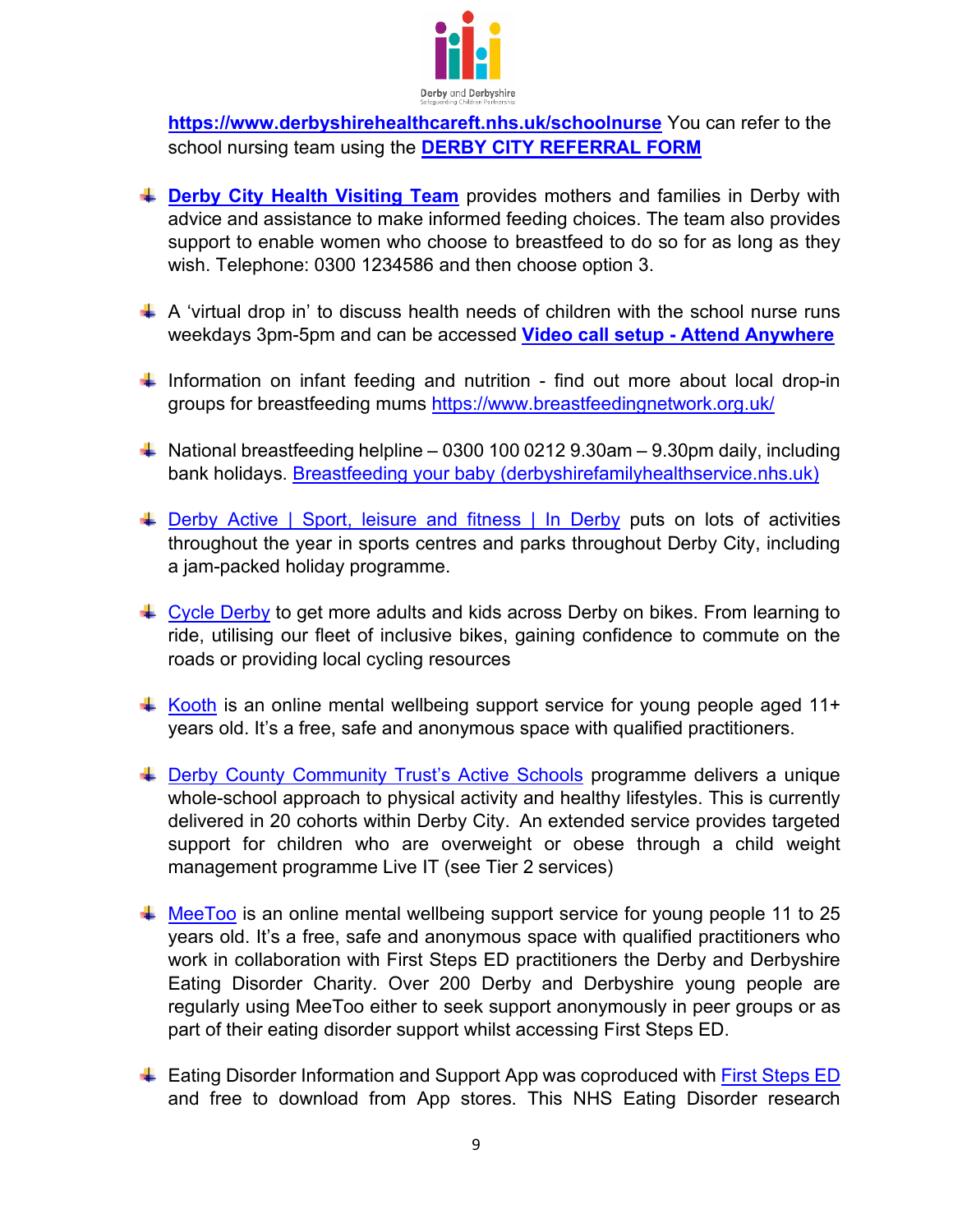**https://www.derbyshirehealthcareft.nhs.uk/schoolnurse** You can refer to the school nursing team using the **DERBY CITY REFERRAL FORM**

- **Derby City Health Visiting Team** provides mothers and families in Derby with advice and assistance to make informed feeding choices. The team also provides support to enable women who choose to breastfeed to do so for as long as they wish. Telephone: 0300 1234586 and then choose option 3.

- A 'virtual drop in' to discuss health needs of children with the school nurse runs weekdays 3pm-5pm and can be accessed **Video call setup - Attend Anywhere**

- Information on infant feeding and nutrition - find out more about local drop-in groups for breastfeeding mums https://www.breastfeedingnetwork.org.uk/

- National breastfeeding helpline – 0300 100 0212 9.30am – 9.30pm daily, including bank holidays. Breastfeeding your baby (derbyshirefamilyhealthservice.nhs.uk)

- Derby Active | Sport, leisure and fitness | In Derby puts on lots of activities throughout the year in sports centres and parks throughout Derby City, including a jam-packed holiday programme.

- Cycle Derby to get more adults and kids across Derby on bikes. From learning to ride, utilising our fleet of inclusive bikes, gaining confidence to commute on the roads or providing local cycling resources

- Kooth is an online mental wellbeing support service for young people aged 11+ years old. It's a free, safe and anonymous space with qualified practitioners.

- Derby County Community Trust's Active Schools programme delivers a unique whole-school approach to physical activity and healthy lifestyles. This is currently delivered in 20 cohorts within Derby City. An extended service provides targeted support for children who are overweight or obese through a child weight management programme Live IT (see Tier 2 services)

- MeeToo is an online mental wellbeing support service for young people 11 to 25 years old. It's a free, safe and anonymous space with qualified practitioners who work in collaboration with First Steps ED practitioners the Derby and Derbyshire Eating Disorder Charity. Over 200 Derby and Derbyshire young people are regularly using MeeToo either to seek support anonymously in peer groups or as part of their eating disorder support whilst accessing First Steps ED.

- Eating Disorder Information and Support App was coproduced with First Steps ED and free to download from App stores. This NHS Eating Disorder research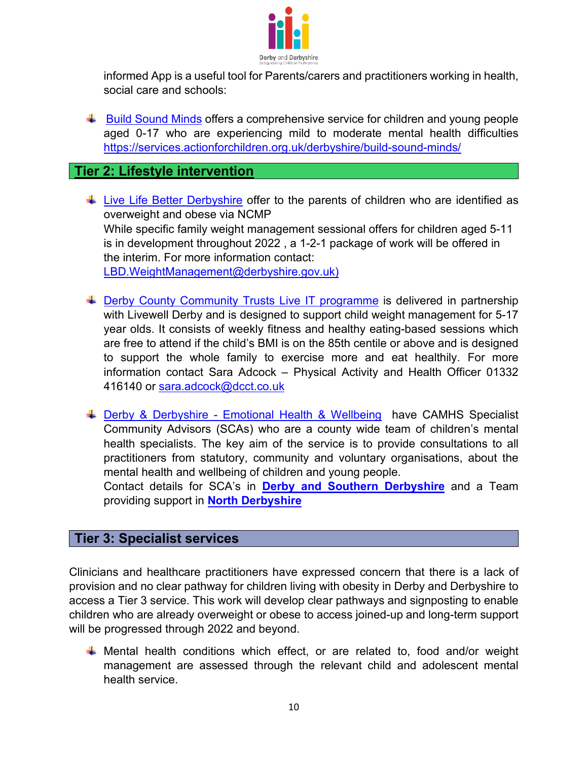informed App is a useful tool for Parents/carers and practitioners working in health, social care and schools:

- Build Sound Minds offers a comprehensive service for children and young people aged 0-17 who are experiencing mild to moderate mental health difficulties https://services.actionforchildren.org.uk/derbyshire/build-sound-minds/

## Tier 2: Lifestyle intervention

- Live Life Better Derbyshire offer to the parents of children who are identified as overweight and obese via NCMP
  While specific family weight management sessional offers for children aged 5-11 is in development throughout 2022 , a 1-2-1 package of work will be offered in the interim. For more information contact: LBD.WeightManagement@derbyshire.gov.uk)

- Derby County Community Trusts Live IT programme is delivered in partnership with Livewell Derby and is designed to support child weight management for 5-17 year olds. It consists of weekly fitness and healthy eating-based sessions which are free to attend if the child's BMI is on the 85th centile or above and is designed to support the whole family to exercise more and eat healthily. For more information contact Sara Adcock – Physical Activity and Health Officer 01332 416140 or sara.adcock@dcct.co.uk

- Derby & Derbyshire - Emotional Health & Wellbeing have CAMHS Specialist Community Advisors (SCAs) who are a county wide team of children's mental health specialists. The key aim of the service is to provide consultations to all practitioners from statutory, community and voluntary organisations, about the mental health and wellbeing of children and young people.
  Contact details for SCA's in **Derby and Southern Derbyshire** and a Team providing support in **North Derbyshire**

## Tier 3: Specialist services

Clinicians and healthcare practitioners have expressed concern that there is a lack of provision and no clear pathway for children living with obesity in Derby and Derbyshire to access a Tier 3 service. This work will develop clear pathways and signposting to enable children who are already overweight or obese to access joined-up and long-term support will be progressed through 2022 and beyond.

- Mental health conditions which effect, or are related to, food and/or weight management are assessed through the relevant child and adolescent mental health service.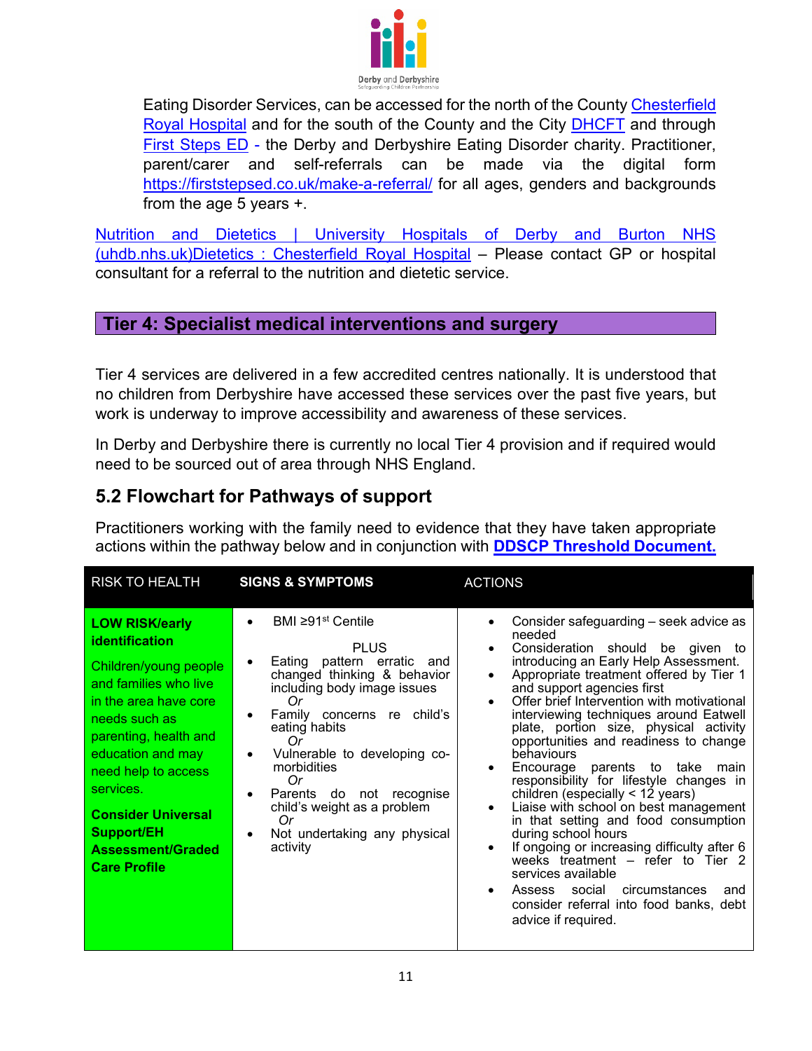Eating Disorder Services, can be accessed for the north of the County Chesterfield Royal Hospital and for the south of the County and the City DHCFT and through First Steps ED - the Derby and Derbyshire Eating Disorder charity. Practitioner, parent/carer and self-referrals can be made via the digital form https://firststepsed.co.uk/make-a-referral/ for all ages, genders and backgrounds from the age 5 years +.

Nutrition and Dietetics | University Hospitals of Derby and Burton NHS (uhdb.nhs.uk)Dietetics : Chesterfield Royal Hospital – Please contact GP or hospital consultant for a referral to the nutrition and dietetic service.

## Tier 4: Specialist medical interventions and surgery

Tier 4 services are delivered in a few accredited centres nationally. It is understood that no children from Derbyshire have accessed these services over the past five years, but work is underway to improve accessibility and awareness of these services.

In Derby and Derbyshire there is currently no local Tier 4 provision and if required would need to be sourced out of area through NHS England.

## 5.2 Flowchart for Pathways of support

Practitioners working with the family need to evidence that they have taken appropriate actions within the pathway below and in conjunction with **DDSCP Threshold Document.**

| RISK TO HEALTH | SIGNS & SYMPTOMS | ACTIONS |
|---|---|---|
| **LOW RISK/early identification**<br><br>Children/young people and families who live in the area have core needs such as parenting, health and education and may need help to access services.<br><br>**Consider Universal Support/EH Assessment/Graded Care Profile** | • BMI ≥91st Centile<br><br>PLUS<br>• Eating pattern erratic and changed thinking & behavior including body image issues<br>*Or*<br>• Family concerns re child's eating habits<br>*Or*<br>• Vulnerable to developing co-morbidities<br>*Or*<br>• Parents do not recognise child's weight as a problem<br>*Or*<br>• Not undertaking any physical activity | • Consider safeguarding – seek advice as needed<br>• Consideration should be given to introducing an Early Help Assessment.<br>• Appropriate treatment offered by Tier 1 and support agencies first<br>• Offer brief Intervention with motivational interviewing techniques around Eatwell plate, portion size, physical activity opportunities and readiness to change behaviours<br>• Encourage parents to take main responsibility for lifestyle changes in children (especially < 12 years)<br>• Liaise with school on best management in that setting and food consumption during school hours<br>• If ongoing or increasing difficulty after 6 weeks treatment – refer to Tier 2 services available<br>• Assess social circumstances and consider referral into food banks, debt advice if required. |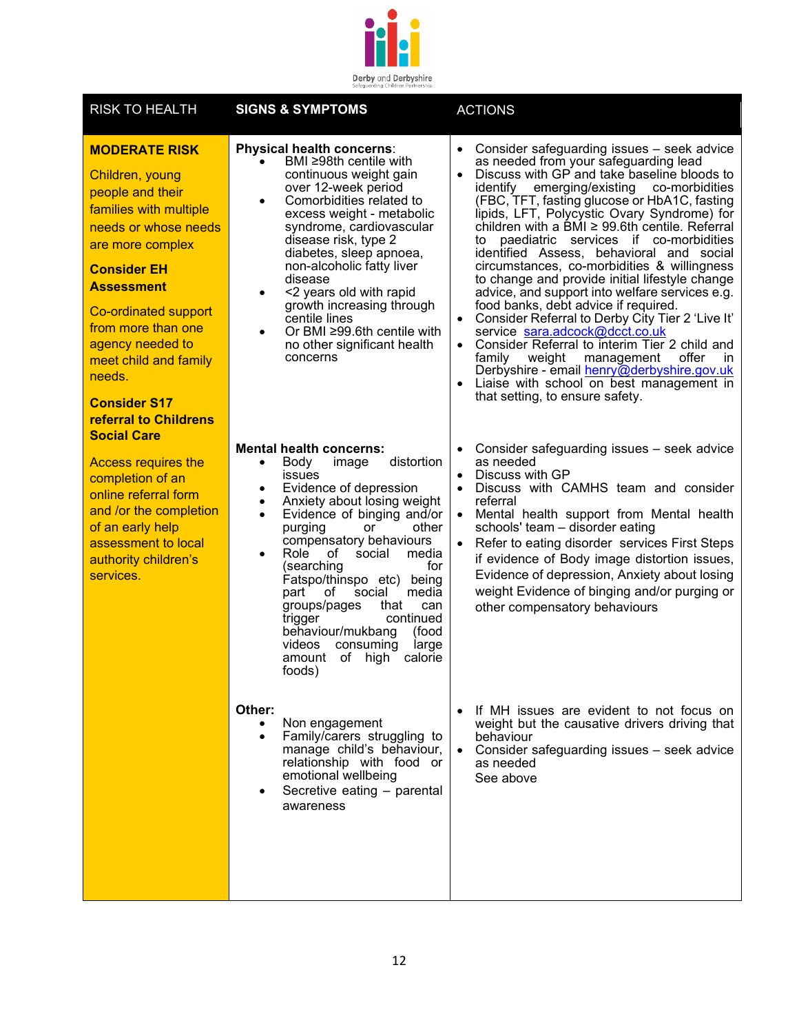| RISK TO HEALTH | SIGNS & SYMPTOMS | ACTIONS |
|---|---|---|
| **MODERATE RISK**<br><br>Children, young people and their families with multiple needs or whose needs are more complex<br><br>**Consider EH Assessment**<br><br>Co-ordinated support from more than one agency needed to meet child and family needs.<br><br>**Consider S17 referral to Childrens Social Care**<br><br>Access requires the completion of an online referral form and /or the completion of an early help assessment to local authority children's services. | **Physical health concerns**:<br>• BMI ≥98th centile with continuous weight gain over 12-week period<br>• Comorbidities related to excess weight - metabolic syndrome, cardiovascular disease risk, type 2 diabetes, sleep apnoea, non-alcoholic fatty liver disease<br>• <2 years old with rapid growth increasing through centile lines<br>• Or BMI ≥99.6th centile with no other significant health concerns | • Consider safeguarding issues – seek advice as needed from your safeguarding lead<br>• Discuss with GP and take baseline bloods to identify emerging/existing co-morbidities (FBC, TFT, fasting glucose or HbA1C, fasting lipids, LFT, Polycystic Ovary Syndrome) for children with a BMI ≥ 99.6th centile. Referral to paediatric services if co-morbidities identified Assess, behavioral and social circumstances, co-morbidities & willingness to change and provide initial lifestyle change advice, and support into welfare services e.g. food banks, debt advice if required.<br>• Consider Referral to Derby City Tier 2 'Live It' service sara.adcock@dcct.co.uk<br>• Consider Referral to interim Tier 2 child and family weight management offer in Derbyshire - email henry@derbyshire.gov.uk<br>• Liaise with school on best management in that setting, to ensure safety. |
| | **Mental health concerns:**<br>• Body image distortion issues<br>• Evidence of depression<br>• Anxiety about losing weight<br>• Evidence of binging and/or purging or other compensatory behaviours<br>• Role of social media (searching for Fatspo/thinspo etc) being part of social media groups/pages that can trigger continued behaviour/mukbang (food videos consuming large amount of high calorie foods) | • Consider safeguarding issues – seek advice as needed<br>• Discuss with GP<br>• Discuss with CAMHS team and consider referral<br>• Mental health support from Mental health schools' team – disorder eating<br>• Refer to eating disorder services First Steps if evidence of Body image distortion issues, Evidence of depression, Anxiety about losing weight Evidence of binging and/or purging or other compensatory behaviours |
| | **Other:**<br>• Non engagement<br>• Family/carers struggling to manage child's behaviour, relationship with food or emotional wellbeing<br>• Secretive eating – parental awareness | • If MH issues are evident to not focus on weight but the causative drivers driving that behaviour<br>• Consider safeguarding issues – seek advice as needed<br>See above |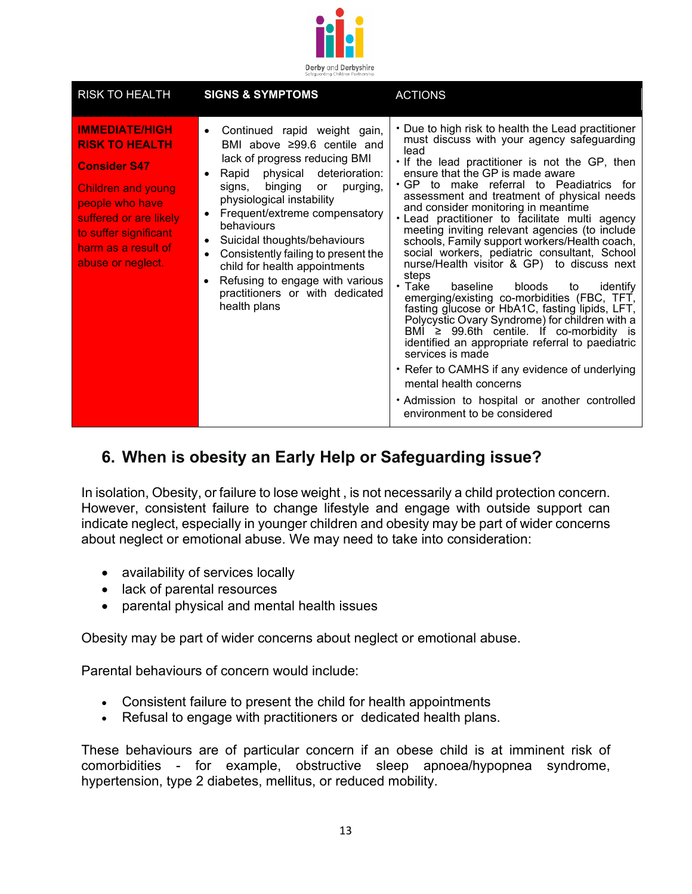| RISK TO HEALTH | SIGNS & SYMPTOMS | ACTIONS |
|---|---|---|
| **IMMEDIATE/HIGH RISK TO HEALTH**<br><br>**Consider S47**<br><br>Children and young people who have suffered or are likely to suffer significant harm as a result of abuse or neglect. | • Continued rapid weight gain, BMI above ≥99.6 centile and lack of progress reducing BMI<br>• Rapid physical deterioration: signs, binging or purging, physiological instability<br>• Frequent/extreme compensatory behaviours<br>• Suicidal thoughts/behaviours<br>• Consistently failing to present the child for health appointments<br>• Refusing to engage with various practitioners or with dedicated health plans | • Due to high risk to health the Lead practitioner must discuss with your agency safeguarding lead<br>• If the lead practitioner is not the GP, then ensure that the GP is made aware<br>• GP to make referral to Peadiatrics for assessment and treatment of physical needs and consider monitoring in meantime<br>• Lead practitioner to facilitate multi agency meeting inviting relevant agencies (to include schools, Family support workers/Health coach, social workers, pediatric consultant, School nurse/Health visitor & GP) to discuss next steps<br>• Take baseline bloods to identify emerging/existing co-morbidities (FBC, TFT, fasting glucose or HbA1C, fasting lipids, LFT, Polycystic Ovary Syndrome) for children with a BMI ≥ 99.6th centile. If co-morbidity is identified an appropriate referral to paediatric services is made<br>• Refer to CAMHS if any evidence of underlying mental health concerns<br>• Admission to hospital or another controlled environment to be considered |

## 6. When is obesity an Early Help or Safeguarding issue?

In isolation, Obesity, or failure to lose weight , is not necessarily a child protection concern. However, consistent failure to change lifestyle and engage with outside support can indicate neglect, especially in younger children and obesity may be part of wider concerns about neglect or emotional abuse. We may need to take into consideration:

- availability of services locally
- lack of parental resources
- parental physical and mental health issues

Obesity may be part of wider concerns about neglect or emotional abuse.

Parental behaviours of concern would include:

- Consistent failure to present the child for health appointments
- Refusal to engage with practitioners or dedicated health plans.

These behaviours are of particular concern if an obese child is at imminent risk of comorbidities - for example, obstructive sleep apnoea/hypopnea syndrome, hypertension, type 2 diabetes, mellitus, or reduced mobility.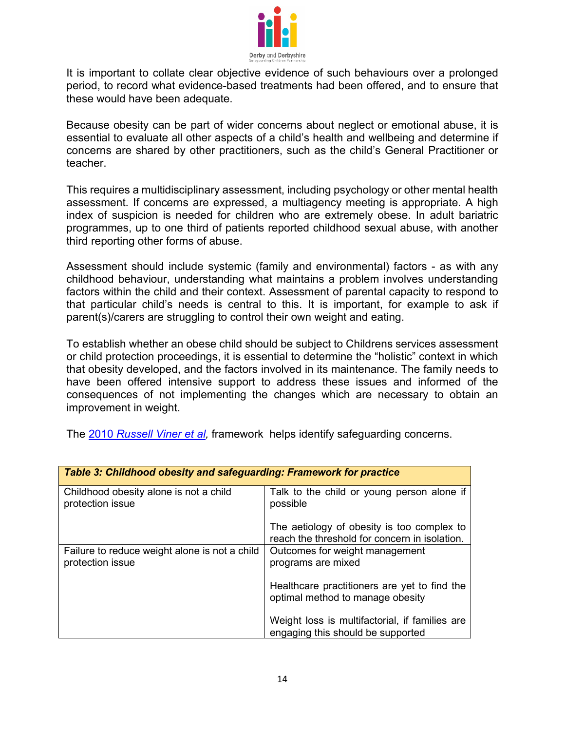It is important to collate clear objective evidence of such behaviours over a prolonged period, to record what evidence-based treatments had been offered, and to ensure that these would have been adequate.

Because obesity can be part of wider concerns about neglect or emotional abuse, it is essential to evaluate all other aspects of a child's health and wellbeing and determine if concerns are shared by other practitioners, such as the child's General Practitioner or teacher.

This requires a multidisciplinary assessment, including psychology or other mental health assessment. If concerns are expressed, a multiagency meeting is appropriate. A high index of suspicion is needed for children who are extremely obese. In adult bariatric programmes, up to one third of patients reported childhood sexual abuse, with another third reporting other forms of abuse.

Assessment should include systemic (family and environmental) factors - as with any childhood behaviour, understanding what maintains a problem involves understanding factors within the child and their context. Assessment of parental capacity to respond to that particular child's needs is central to this. It is important, for example to ask if parent(s)/carers are struggling to control their own weight and eating.

To establish whether an obese child should be subject to Childrens services assessment or child protection proceedings, it is essential to determine the "holistic" context in which that obesity developed, and the factors involved in its maintenance. The family needs to have been offered intensive support to address these issues and informed of the consequences of not implementing the changes which are necessary to obtain an improvement in weight.

The 2010 *Russell Viner et al*, framework helps identify safeguarding concerns.

| ***Table 3: Childhood obesity and safeguarding: Framework for practice*** | |
|---|---|
| Childhood obesity alone is not a child protection issue | Talk to the child or young person alone if possible<br><br>The aetiology of obesity is too complex to reach the threshold for concern in isolation. |
| Failure to reduce weight alone is not a child protection issue | Outcomes for weight management programs are mixed<br><br>Healthcare practitioners are yet to find the optimal method to manage obesity<br><br>Weight loss is multifactorial, if families are engaging this should be supported |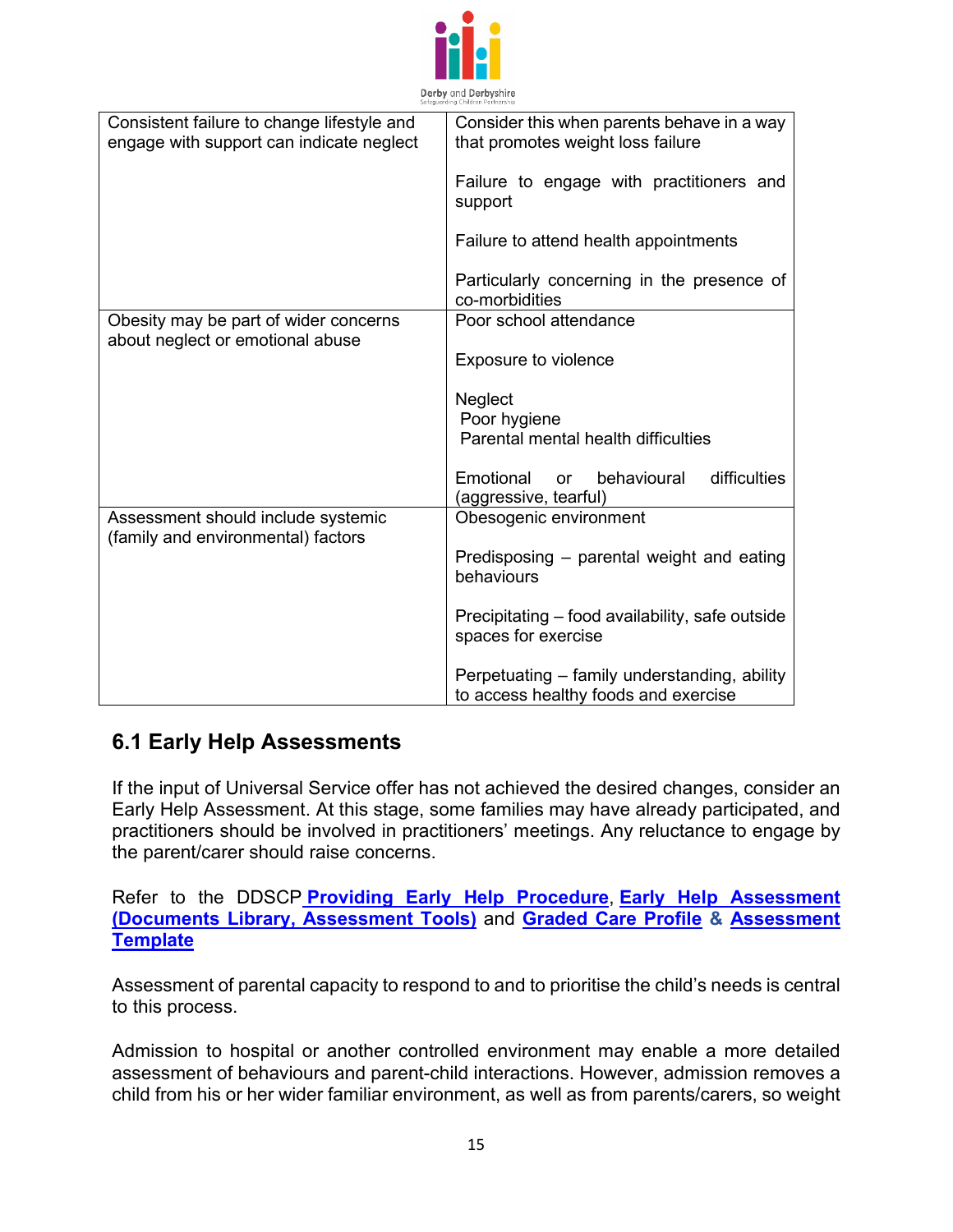| | |
|---|---|
| Consistent failure to change lifestyle and engage with support can indicate neglect | Consider this when parents behave in a way that promotes weight loss failure<br><br>Failure to engage with practitioners and support<br><br>Failure to attend health appointments<br><br>Particularly concerning in the presence of co-morbidities |
| Obesity may be part of wider concerns about neglect or emotional abuse | Poor school attendance<br><br>Exposure to violence<br><br>Neglect<br>Poor hygiene<br>Parental mental health difficulties<br><br>Emotional or behavioural difficulties (aggressive, tearful) |
| Assessment should include systemic (family and environmental) factors | Obesogenic environment<br><br>Predisposing – parental weight and eating behaviours<br><br>Precipitating – food availability, safe outside spaces for exercise<br><br>Perpetuating – family understanding, ability to access healthy foods and exercise |

## 6.1 Early Help Assessments

If the input of Universal Service offer has not achieved the desired changes, consider an Early Help Assessment. At this stage, some families may have already participated, and practitioners should be involved in practitioners' meetings. Any reluctance to engage by the parent/carer should raise concerns.

Refer to the DDSCP **Providing Early Help Procedure**, **Early Help Assessment (Documents Library, Assessment Tools)** and **Graded Care Profile** & **Assessment Template**

Assessment of parental capacity to respond to and to prioritise the child's needs is central to this process.

Admission to hospital or another controlled environment may enable a more detailed assessment of behaviours and parent-child interactions. However, admission removes a child from his or her wider familiar environment, as well as from parents/carers, so weight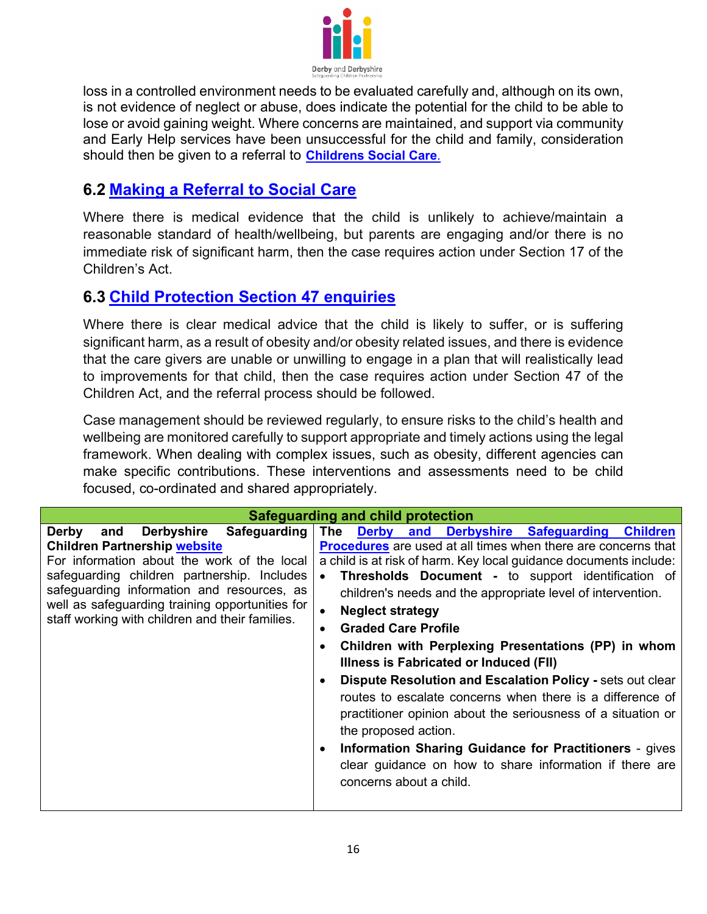loss in a controlled environment needs to be evaluated carefully and, although on its own, is not evidence of neglect or abuse, does indicate the potential for the child to be able to lose or avoid gaining weight. Where concerns are maintained, and support via community and Early Help services have been unsuccessful for the child and family, consideration should then be given to a referral to **Childrens Social Care**.

## 6.2 Making a Referral to Social Care

Where there is medical evidence that the child is unlikely to achieve/maintain a reasonable standard of health/wellbeing, but parents are engaging and/or there is no immediate risk of significant harm, then the case requires action under Section 17 of the Children's Act.

## 6.3 Child Protection Section 47 enquiries

Where there is clear medical advice that the child is likely to suffer, or is suffering significant harm, as a result of obesity and/or obesity related issues, and there is evidence that the care givers are unable or unwilling to engage in a plan that will realistically lead to improvements for that child, then the case requires action under Section 47 of the Children Act, and the referral process should be followed.

Case management should be reviewed regularly, to ensure risks to the child's health and wellbeing are monitored carefully to support appropriate and timely actions using the legal framework. When dealing with complex issues, such as obesity, different agencies can make specific contributions. These interventions and assessments need to be child focused, co-ordinated and shared appropriately.

| Safeguarding and child protection | |
|---|---|
| **Derby and Derbyshire Safeguarding Children Partnership website**<br>For information about the work of the local safeguarding children partnership. Includes safeguarding information and resources, as well as safeguarding training opportunities for staff working with children and their families. | **The Derby and Derbyshire Safeguarding Children Procedures** are used at all times when there are concerns that a child is at risk of harm. Key local guidance documents include:<br>• **Thresholds Document -** to support identification of children's needs and the appropriate level of intervention.<br>• **Neglect strategy**<br>• **Graded Care Profile**<br>• **Children with Perplexing Presentations (PP) in whom Illness is Fabricated or Induced (FII)**<br>• **Dispute Resolution and Escalation Policy -** sets out clear routes to escalate concerns when there is a difference of practitioner opinion about the seriousness of a situation or the proposed action.<br>• **Information Sharing Guidance for Practitioners** - gives clear guidance on how to share information if there are concerns about a child. |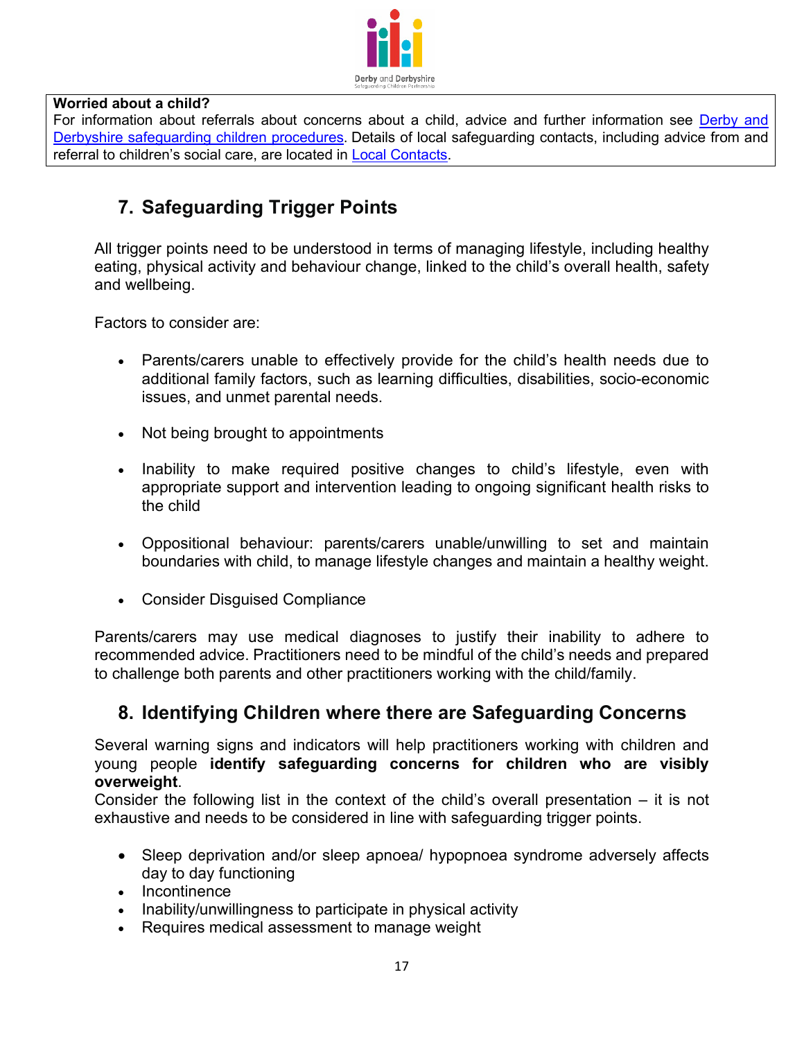**Worried about a child?**
For information about referrals about concerns about a child, advice and further information see [Derby and Derbyshire safeguarding children procedures](). Details of local safeguarding contacts, including advice from and referral to children's social care, are located in [Local Contacts]().

## 7. Safeguarding Trigger Points

All trigger points need to be understood in terms of managing lifestyle, including healthy eating, physical activity and behaviour change, linked to the child's overall health, safety and wellbeing.

Factors to consider are:

- Parents/carers unable to effectively provide for the child's health needs due to additional family factors, such as learning difficulties, disabilities, socio-economic issues, and unmet parental needs.
- Not being brought to appointments
- Inability to make required positive changes to child's lifestyle, even with appropriate support and intervention leading to ongoing significant health risks to the child
- Oppositional behaviour: parents/carers unable/unwilling to set and maintain boundaries with child, to manage lifestyle changes and maintain a healthy weight.
- Consider Disguised Compliance

Parents/carers may use medical diagnoses to justify their inability to adhere to recommended advice. Practitioners need to be mindful of the child's needs and prepared to challenge both parents and other practitioners working with the child/family.

## 8. Identifying Children where there are Safeguarding Concerns

Several warning signs and indicators will help practitioners working with children and young people **identify safeguarding concerns for children who are visibly overweight**.
Consider the following list in the context of the child's overall presentation – it is not exhaustive and needs to be considered in line with safeguarding trigger points.

- Sleep deprivation and/or sleep apnoea/ hypopnoea syndrome adversely affects day to day functioning
- Incontinence
- Inability/unwillingness to participate in physical activity
- Requires medical assessment to manage weight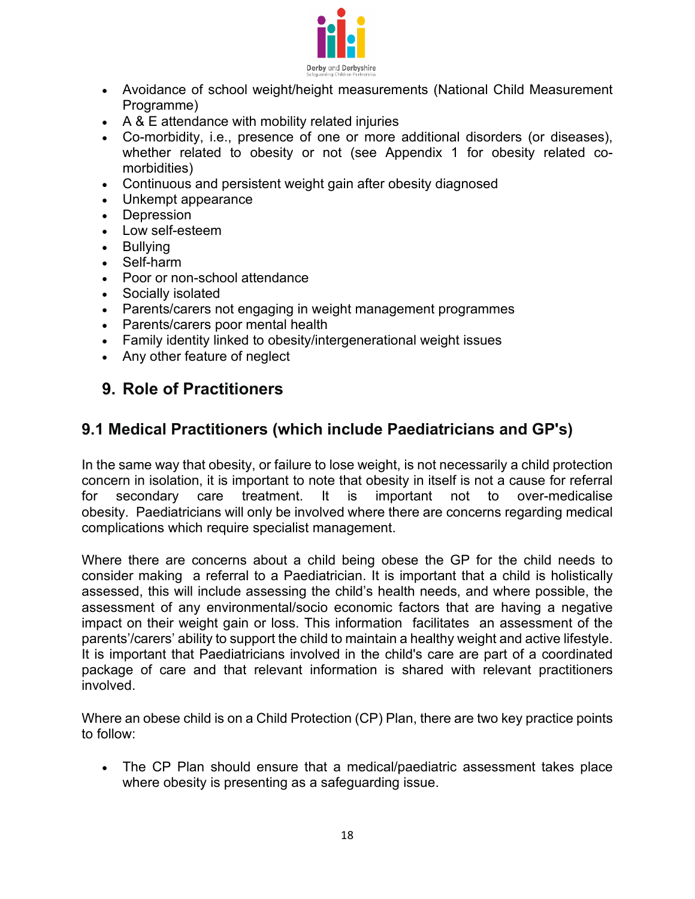- Avoidance of school weight/height measurements (National Child Measurement Programme)
- A & E attendance with mobility related injuries
- Co-morbidity, i.e., presence of one or more additional disorders (or diseases), whether related to obesity or not (see Appendix 1 for obesity related co-morbidities)
- Continuous and persistent weight gain after obesity diagnosed
- Unkempt appearance
- Depression
- Low self-esteem
- Bullying
- Self-harm
- Poor or non-school attendance
- Socially isolated
- Parents/carers not engaging in weight management programmes
- Parents/carers poor mental health
- Family identity linked to obesity/intergenerational weight issues
- Any other feature of neglect

## 9. Role of Practitioners

### 9.1 Medical Practitioners (which include Paediatricians and GP's)

In the same way that obesity, or failure to lose weight, is not necessarily a child protection concern in isolation, it is important to note that obesity in itself is not a cause for referral for secondary care treatment. It is important not to over-medicalise obesity. Paediatricians will only be involved where there are concerns regarding medical complications which require specialist management.

Where there are concerns about a child being obese the GP for the child needs to consider making a referral to a Paediatrician. It is important that a child is holistically assessed, this will include assessing the child's health needs, and where possible, the assessment of any environmental/socio economic factors that are having a negative impact on their weight gain or loss. This information facilitates an assessment of the parents'/carers' ability to support the child to maintain a healthy weight and active lifestyle. It is important that Paediatricians involved in the child's care are part of a coordinated package of care and that relevant information is shared with relevant practitioners involved.

Where an obese child is on a Child Protection (CP) Plan, there are two key practice points to follow:

- The CP Plan should ensure that a medical/paediatric assessment takes place where obesity is presenting as a safeguarding issue.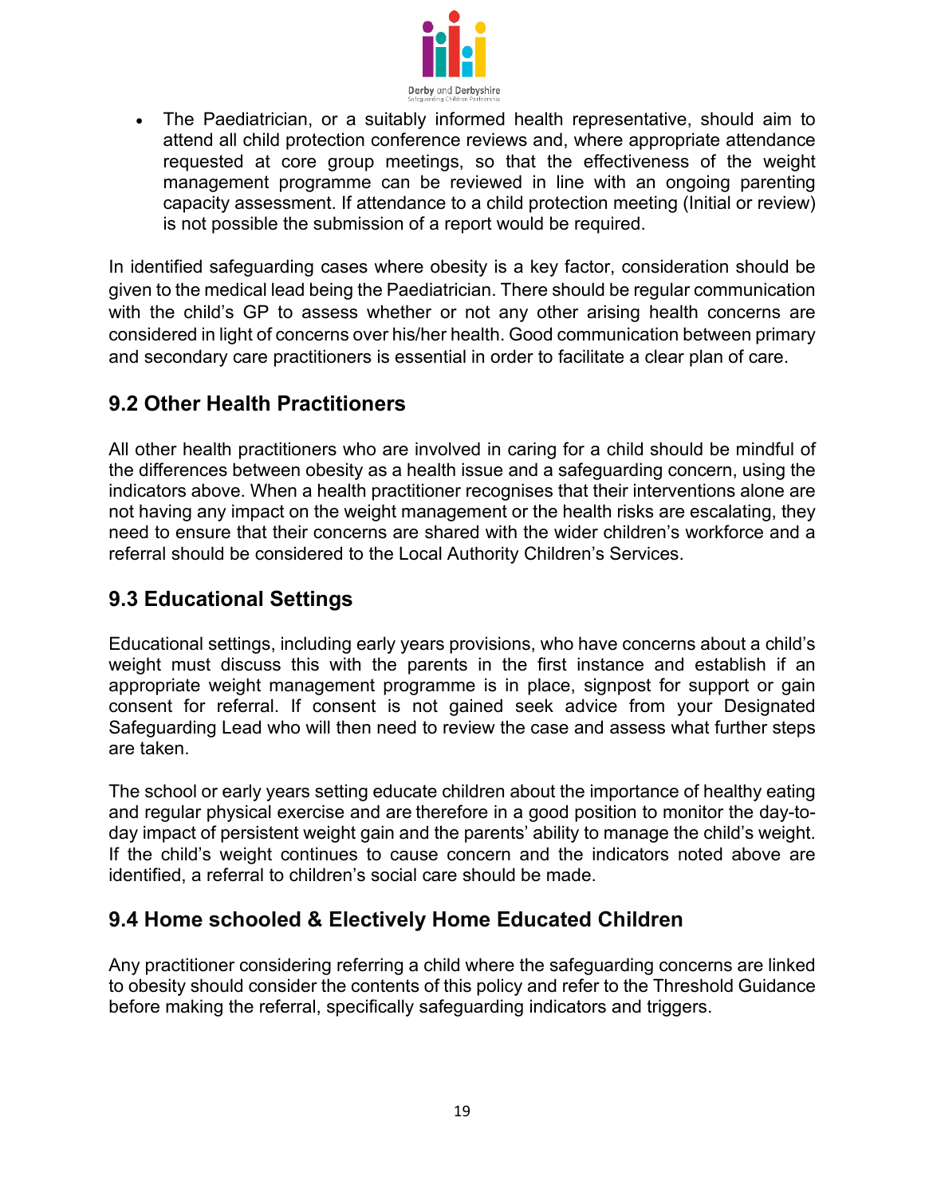- The Paediatrician, or a suitably informed health representative, should aim to attend all child protection conference reviews and, where appropriate attendance requested at core group meetings, so that the effectiveness of the weight management programme can be reviewed in line with an ongoing parenting capacity assessment. If attendance to a child protection meeting (Initial or review) is not possible the submission of a report would be required.

In identified safeguarding cases where obesity is a key factor, consideration should be given to the medical lead being the Paediatrician. There should be regular communication with the child's GP to assess whether or not any other arising health concerns are considered in light of concerns over his/her health. Good communication between primary and secondary care practitioners is essential in order to facilitate a clear plan of care.

## 9.2 Other Health Practitioners

All other health practitioners who are involved in caring for a child should be mindful of the differences between obesity as a health issue and a safeguarding concern, using the indicators above. When a health practitioner recognises that their interventions alone are not having any impact on the weight management or the health risks are escalating, they need to ensure that their concerns are shared with the wider children's workforce and a referral should be considered to the Local Authority Children's Services.

## 9.3 Educational Settings

Educational settings, including early years provisions, who have concerns about a child's weight must discuss this with the parents in the first instance and establish if an appropriate weight management programme is in place, signpost for support or gain consent for referral. If consent is not gained seek advice from your Designated Safeguarding Lead who will then need to review the case and assess what further steps are taken.

The school or early years setting educate children about the importance of healthy eating and regular physical exercise and are therefore in a good position to monitor the day-to-day impact of persistent weight gain and the parents' ability to manage the child's weight. If the child's weight continues to cause concern and the indicators noted above are identified, a referral to children's social care should be made.

## 9.4 Home schooled & Electively Home Educated Children

Any practitioner considering referring a child where the safeguarding concerns are linked to obesity should consider the contents of this policy and refer to the Threshold Guidance before making the referral, specifically safeguarding indicators and triggers.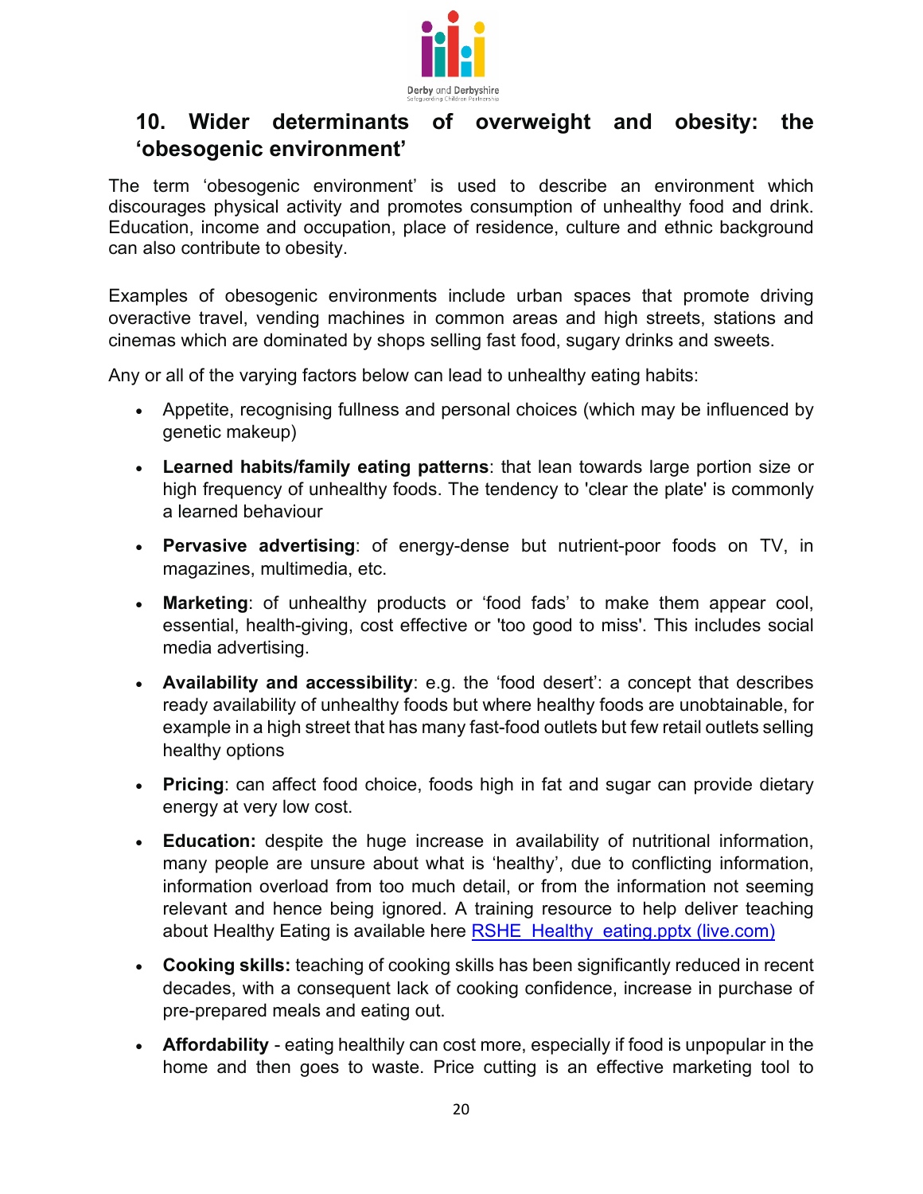## 10. Wider determinants of overweight and obesity: the 'obesogenic environment'

The term 'obesogenic environment' is used to describe an environment which discourages physical activity and promotes consumption of unhealthy food and drink. Education, income and occupation, place of residence, culture and ethnic background can also contribute to obesity.

Examples of obesogenic environments include urban spaces that promote driving overactive travel, vending machines in common areas and high streets, stations and cinemas which are dominated by shops selling fast food, sugary drinks and sweets.

Any or all of the varying factors below can lead to unhealthy eating habits:

- Appetite, recognising fullness and personal choices (which may be influenced by genetic makeup)
- **Learned habits/family eating patterns**: that lean towards large portion size or high frequency of unhealthy foods. The tendency to 'clear the plate' is commonly a learned behaviour
- **Pervasive advertising**: of energy-dense but nutrient-poor foods on TV, in magazines, multimedia, etc.
- **Marketing**: of unhealthy products or 'food fads' to make them appear cool, essential, health-giving, cost effective or 'too good to miss'. This includes social media advertising.
- **Availability and accessibility**: e.g. the 'food desert': a concept that describes ready availability of unhealthy foods but where healthy foods are unobtainable, for example in a high street that has many fast-food outlets but few retail outlets selling healthy options
- **Pricing**: can affect food choice, foods high in fat and sugar can provide dietary energy at very low cost.
- **Education:** despite the huge increase in availability of nutritional information, many people are unsure about what is 'healthy', due to conflicting information, information overload from too much detail, or from the information not seeming relevant and hence being ignored. A training resource to help deliver teaching about Healthy Eating is available here RSHE_Healthy_eating.pptx (live.com)
- **Cooking skills:** teaching of cooking skills has been significantly reduced in recent decades, with a consequent lack of cooking confidence, increase in purchase of pre-prepared meals and eating out.
- **Affordability** - eating healthily can cost more, especially if food is unpopular in the home and then goes to waste. Price cutting is an effective marketing tool to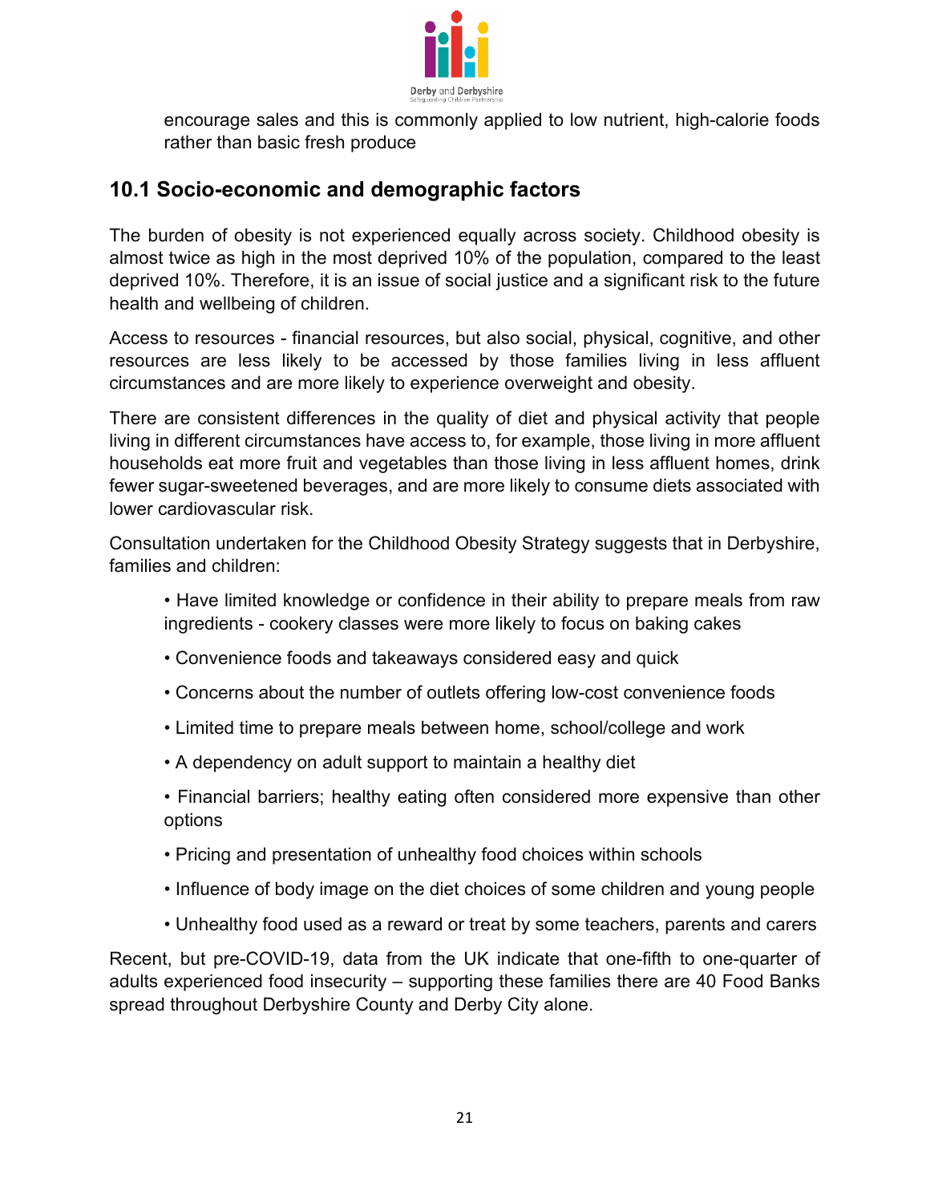encourage sales and this is commonly applied to low nutrient, high-calorie foods rather than basic fresh produce

## 10.1 Socio-economic and demographic factors

The burden of obesity is not experienced equally across society. Childhood obesity is almost twice as high in the most deprived 10% of the population, compared to the least deprived 10%. Therefore, it is an issue of social justice and a significant risk to the future health and wellbeing of children.

Access to resources - financial resources, but also social, physical, cognitive, and other resources are less likely to be accessed by those families living in less affluent circumstances and are more likely to experience overweight and obesity.

There are consistent differences in the quality of diet and physical activity that people living in different circumstances have access to, for example, those living in more affluent households eat more fruit and vegetables than those living in less affluent homes, drink fewer sugar-sweetened beverages, and are more likely to consume diets associated with lower cardiovascular risk.

Consultation undertaken for the Childhood Obesity Strategy suggests that in Derbyshire, families and children:

- Have limited knowledge or confidence in their ability to prepare meals from raw ingredients - cookery classes were more likely to focus on baking cakes
- Convenience foods and takeaways considered easy and quick
- Concerns about the number of outlets offering low-cost convenience foods
- Limited time to prepare meals between home, school/college and work
- A dependency on adult support to maintain a healthy diet
- Financial barriers; healthy eating often considered more expensive than other options
- Pricing and presentation of unhealthy food choices within schools
- Influence of body image on the diet choices of some children and young people
- Unhealthy food used as a reward or treat by some teachers, parents and carers

Recent, but pre-COVID-19, data from the UK indicate that one-fifth to one-quarter of adults experienced food insecurity – supporting these families there are 40 Food Banks spread throughout Derbyshire County and Derby City alone.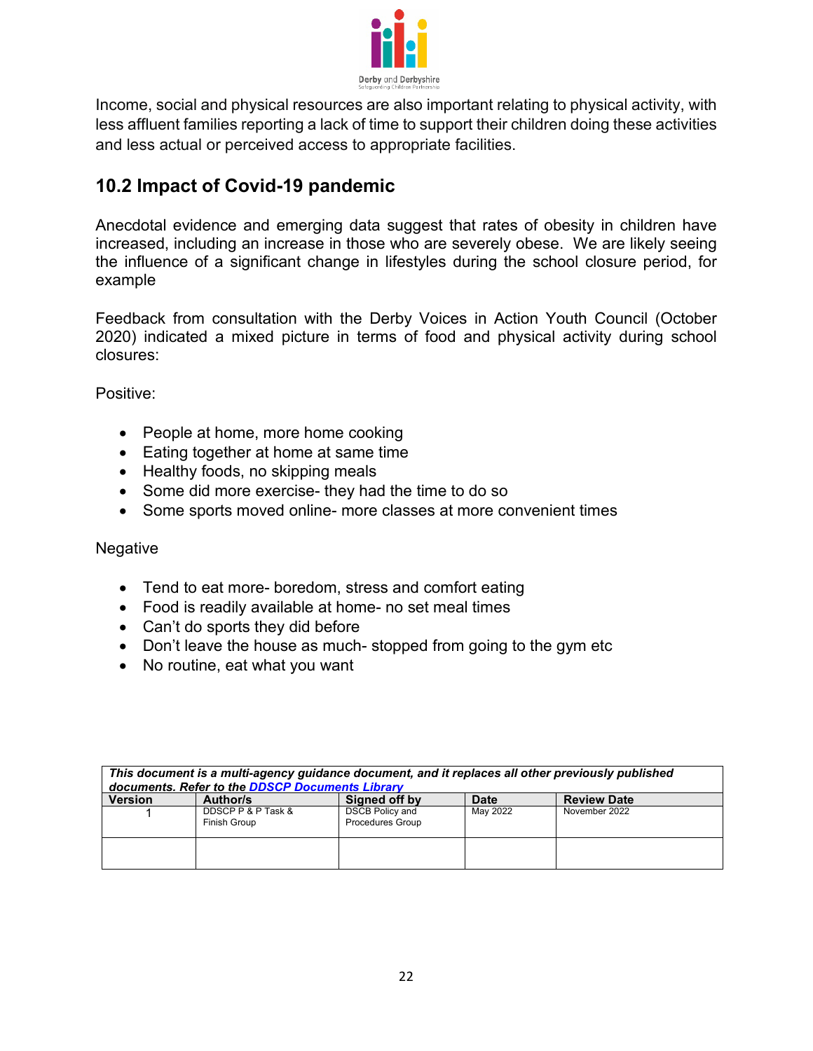Income, social and physical resources are also important relating to physical activity, with less affluent families reporting a lack of time to support their children doing these activities and less actual or perceived access to appropriate facilities.

## 10.2 Impact of Covid-19 pandemic

Anecdotal evidence and emerging data suggest that rates of obesity in children have increased, including an increase in those who are severely obese. We are likely seeing the influence of a significant change in lifestyles during the school closure period, for example

Feedback from consultation with the Derby Voices in Action Youth Council (October 2020) indicated a mixed picture in terms of food and physical activity during school closures:

Positive:

- People at home, more home cooking
- Eating together at home at same time
- Healthy foods, no skipping meals
- Some did more exercise- they had the time to do so
- Some sports moved online- more classes at more convenient times

Negative

- Tend to eat more- boredom, stress and comfort eating
- Food is readily available at home- no set meal times
- Can't do sports they did before
- Don't leave the house as much- stopped from going to the gym etc
- No routine, eat what you want

| *This document is a multi-agency guidance document, and it replaces all other previously published documents. Refer to the DDSCP Documents Library* | | | | |
|---|---|---|---|---|
| **Version** | **Author/s** | **Signed off by** | **Date** | **Review Date** |
| 1 | DDSCP P & P Task & Finish Group | DSCB Policy and Procedures Group | May 2022 | November 2022 |
| | | | | |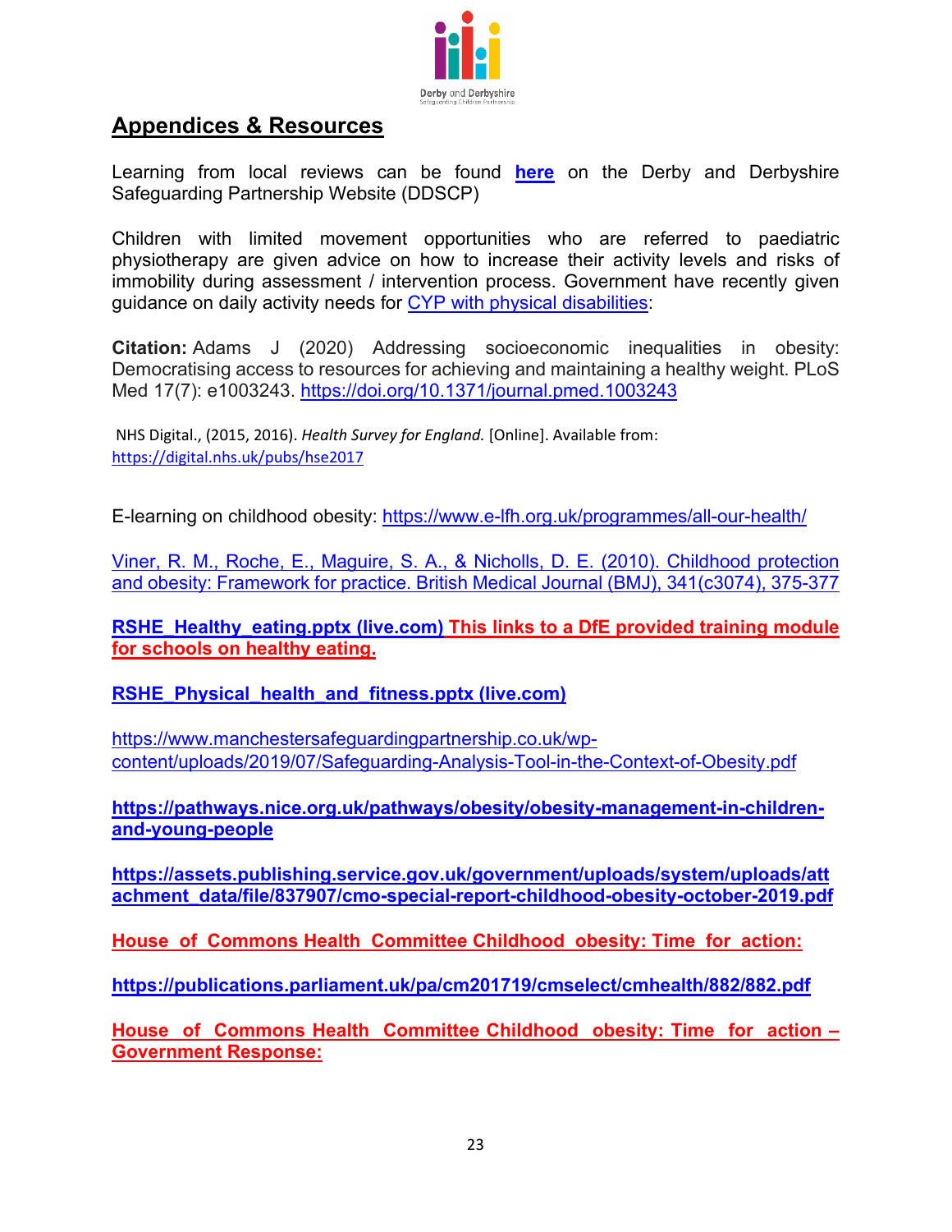## Appendices & Resources

Learning from local reviews can be found **here** on the Derby and Derbyshire Safeguarding Partnership Website (DDSCP)

Children with limited movement opportunities who are referred to paediatric physiotherapy are given advice on how to increase their activity levels and risks of immobility during assessment / intervention process. Government have recently given guidance on daily activity needs for CYP with physical disabilities:

**Citation:** Adams J (2020) Addressing socioeconomic inequalities in obesity: Democratising access to resources for achieving and maintaining a healthy weight. PLoS Med 17(7): e1003243. https://doi.org/10.1371/journal.pmed.1003243

NHS Digital., (2015, 2016). *Health Survey for England.* [Online]. Available from: https://digital.nhs.uk/pubs/hse2017

E-learning on childhood obesity: https://www.e-lfh.org.uk/programmes/all-our-health/

Viner, R. M., Roche, E., Maguire, S. A., & Nicholls, D. E. (2010). Childhood protection and obesity: Framework for practice. British Medical Journal (BMJ), 341(c3074), 375-377

**RSHE_Healthy_eating.pptx (live.com) This links to a DfE provided training module for schools on healthy eating.**

**RSHE_Physical_health_and_fitness.pptx (live.com)**

https://www.manchestersafeguardingpartnership.co.uk/wp-content/uploads/2019/07/Safeguarding-Analysis-Tool-in-the-Context-of-Obesity.pdf

**https://pathways.nice.org.uk/pathways/obesity/obesity-management-in-children-and-young-people**

**https://assets.publishing.service.gov.uk/government/uploads/system/uploads/attachment_data/file/837907/cmo-special-report-childhood-obesity-october-2019.pdf**

**House of Commons Health Committee Childhood obesity: Time for action:**

**https://publications.parliament.uk/pa/cm201719/cmselect/cmhealth/882/882.pdf**

**House of Commons Health Committee Childhood obesity: Time for action – Government Response:**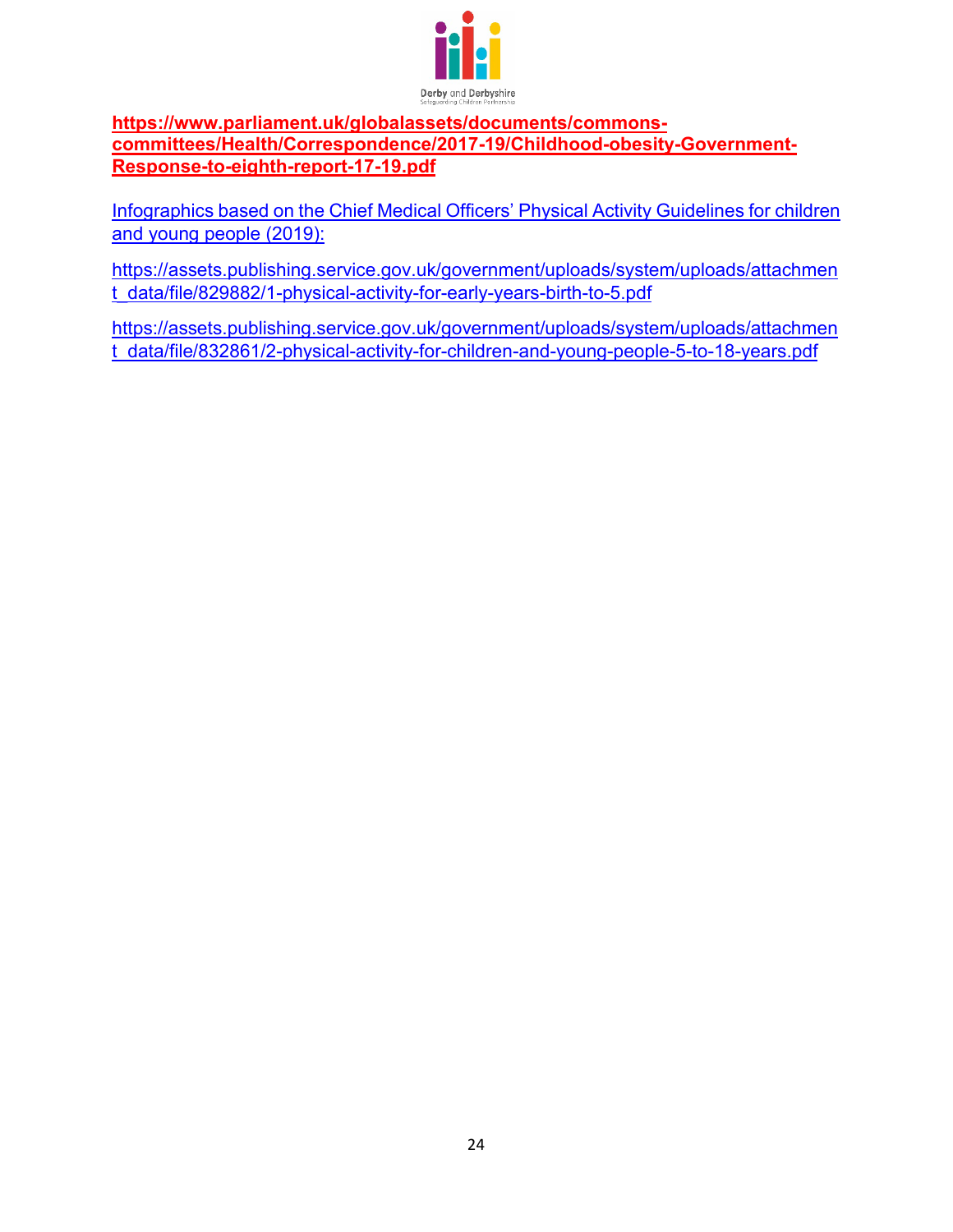**https://www.parliament.uk/globalassets/documents/commons-committees/Health/Correspondence/2017-19/Childhood-obesity-Government-Response-to-eighth-report-17-19.pdf**

Infographics based on the Chief Medical Officers' Physical Activity Guidelines for children and young people (2019):

https://assets.publishing.service.gov.uk/government/uploads/system/uploads/attachment_data/file/829882/1-physical-activity-for-early-years-birth-to-5.pdf

https://assets.publishing.service.gov.uk/government/uploads/system/uploads/attachment_data/file/832861/2-physical-activity-for-children-and-young-people-5-to-18-years.pdf